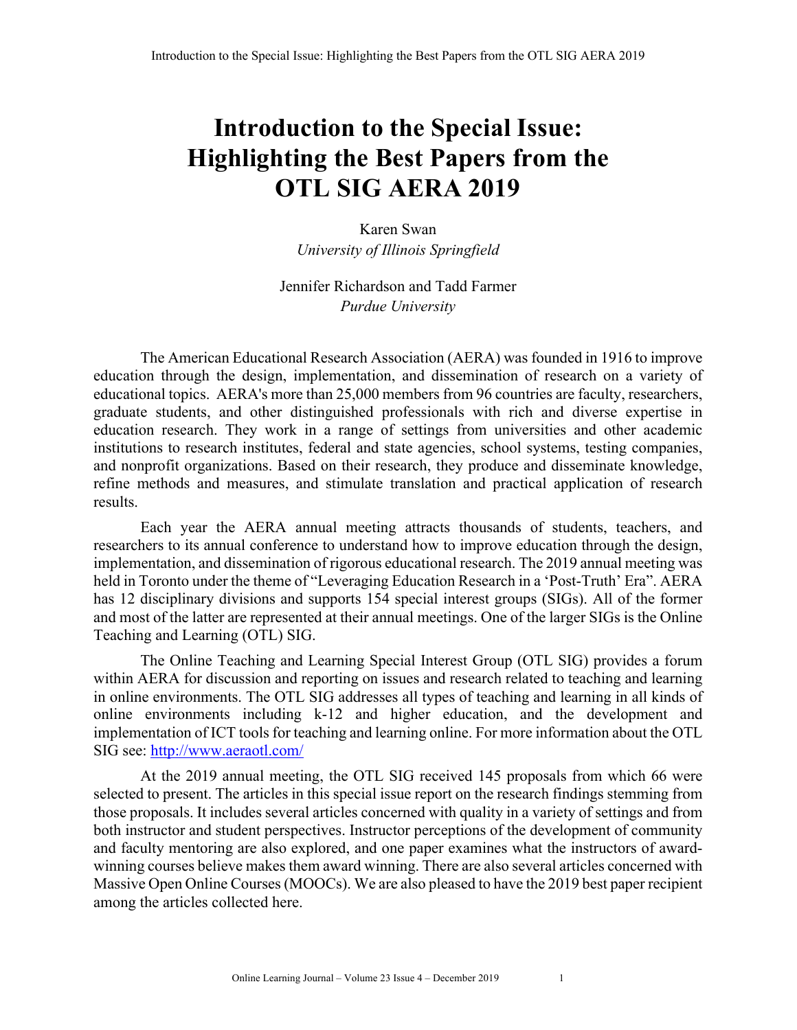# Introduction to the Special Issue: Highlighting the Best Papers from the OTL SIG AERA 2019

Karen Swan
*University of Illinois Springfield*

Jennifer Richardson and Tadd Farmer
*Purdue University*

The American Educational Research Association (AERA) was founded in 1916 to improve education through the design, implementation, and dissemination of research on a variety of educational topics. AERA's more than 25,000 members from 96 countries are faculty, researchers, graduate students, and other distinguished professionals with rich and diverse expertise in education research. They work in a range of settings from universities and other academic institutions to research institutes, federal and state agencies, school systems, testing companies, and nonprofit organizations. Based on their research, they produce and disseminate knowledge, refine methods and measures, and stimulate translation and practical application of research results.

Each year the AERA annual meeting attracts thousands of students, teachers, and researchers to its annual conference to understand how to improve education through the design, implementation, and dissemination of rigorous educational research. The 2019 annual meeting was held in Toronto under the theme of "Leveraging Education Research in a 'Post-Truth' Era". AERA has 12 disciplinary divisions and supports 154 special interest groups (SIGs). All of the former and most of the latter are represented at their annual meetings. One of the larger SIGs is the Online Teaching and Learning (OTL) SIG.

The Online Teaching and Learning Special Interest Group (OTL SIG) provides a forum within AERA for discussion and reporting on issues and research related to teaching and learning in online environments. The OTL SIG addresses all types of teaching and learning in all kinds of online environments including k-12 and higher education, and the development and implementation of ICT tools for teaching and learning online. For more information about the OTL SIG see: [http://www.aeraotl.com/](http://www.aeraotl.com/)

At the 2019 annual meeting, the OTL SIG received 145 proposals from which 66 were selected to present. The articles in this special issue report on the research findings stemming from those proposals. It includes several articles concerned with quality in a variety of settings and from both instructor and student perspectives. Instructor perceptions of the development of community and faculty mentoring are also explored, and one paper examines what the instructors of award-winning courses believe makes them award winning. There are also several articles concerned with Massive Open Online Courses (MOOCs). We are also pleased to have the 2019 best paper recipient among the articles collected here.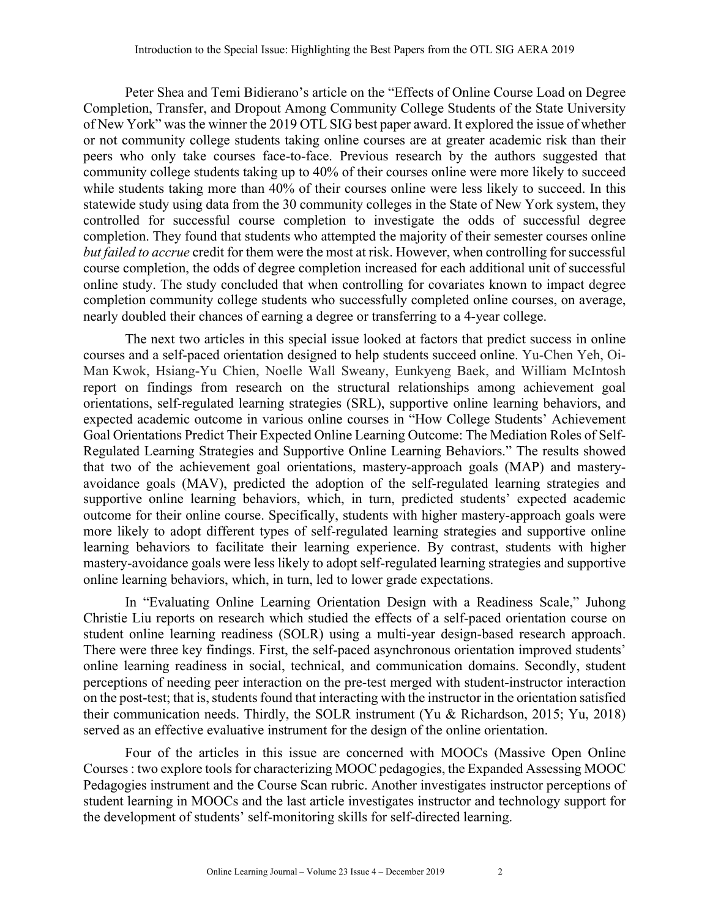Peter Shea and Temi Bidierano's article on the "Effects of Online Course Load on Degree Completion, Transfer, and Dropout Among Community College Students of the State University of New York" was the winner the 2019 OTL SIG best paper award. It explored the issue of whether or not community college students taking online courses are at greater academic risk than their peers who only take courses face-to-face. Previous research by the authors suggested that community college students taking up to 40% of their courses online were more likely to succeed while students taking more than 40% of their courses online were less likely to succeed. In this statewide study using data from the 30 community colleges in the State of New York system, they controlled for successful course completion to investigate the odds of successful degree completion. They found that students who attempted the majority of their semester courses online *but failed to accrue* credit for them were the most at risk. However, when controlling for successful course completion, the odds of degree completion increased for each additional unit of successful online study. The study concluded that when controlling for covariates known to impact degree completion community college students who successfully completed online courses, on average, nearly doubled their chances of earning a degree or transferring to a 4-year college.

The next two articles in this special issue looked at factors that predict success in online courses and a self-paced orientation designed to help students succeed online. Yu-Chen Yeh, Oi-Man Kwok, Hsiang-Yu Chien, Noelle Wall Sweany, Eunkyeng Baek, and William McIntosh report on findings from research on the structural relationships among achievement goal orientations, self-regulated learning strategies (SRL), supportive online learning behaviors, and expected academic outcome in various online courses in "How College Students' Achievement Goal Orientations Predict Their Expected Online Learning Outcome: The Mediation Roles of Self-Regulated Learning Strategies and Supportive Online Learning Behaviors." The results showed that two of the achievement goal orientations, mastery-approach goals (MAP) and mastery-avoidance goals (MAV), predicted the adoption of the self-regulated learning strategies and supportive online learning behaviors, which, in turn, predicted students' expected academic outcome for their online course. Specifically, students with higher mastery-approach goals were more likely to adopt different types of self-regulated learning strategies and supportive online learning behaviors to facilitate their learning experience. By contrast, students with higher mastery-avoidance goals were less likely to adopt self-regulated learning strategies and supportive online learning behaviors, which, in turn, led to lower grade expectations.

In "Evaluating Online Learning Orientation Design with a Readiness Scale," Juhong Christie Liu reports on research which studied the effects of a self-paced orientation course on student online learning readiness (SOLR) using a multi-year design-based research approach. There were three key findings. First, the self-paced asynchronous orientation improved students' online learning readiness in social, technical, and communication domains. Secondly, student perceptions of needing peer interaction on the pre-test merged with student-instructor interaction on the post-test; that is, students found that interacting with the instructor in the orientation satisfied their communication needs. Thirdly, the SOLR instrument (Yu & Richardson, 2015; Yu, 2018) served as an effective evaluative instrument for the design of the online orientation.

Four of the articles in this issue are concerned with MOOCs (Massive Open Online Courses : two explore tools for characterizing MOOC pedagogies, the Expanded Assessing MOOC Pedagogies instrument and the Course Scan rubric. Another investigates instructor perceptions of student learning in MOOCs and the last article investigates instructor and technology support for the development of students' self-monitoring skills for self-directed learning.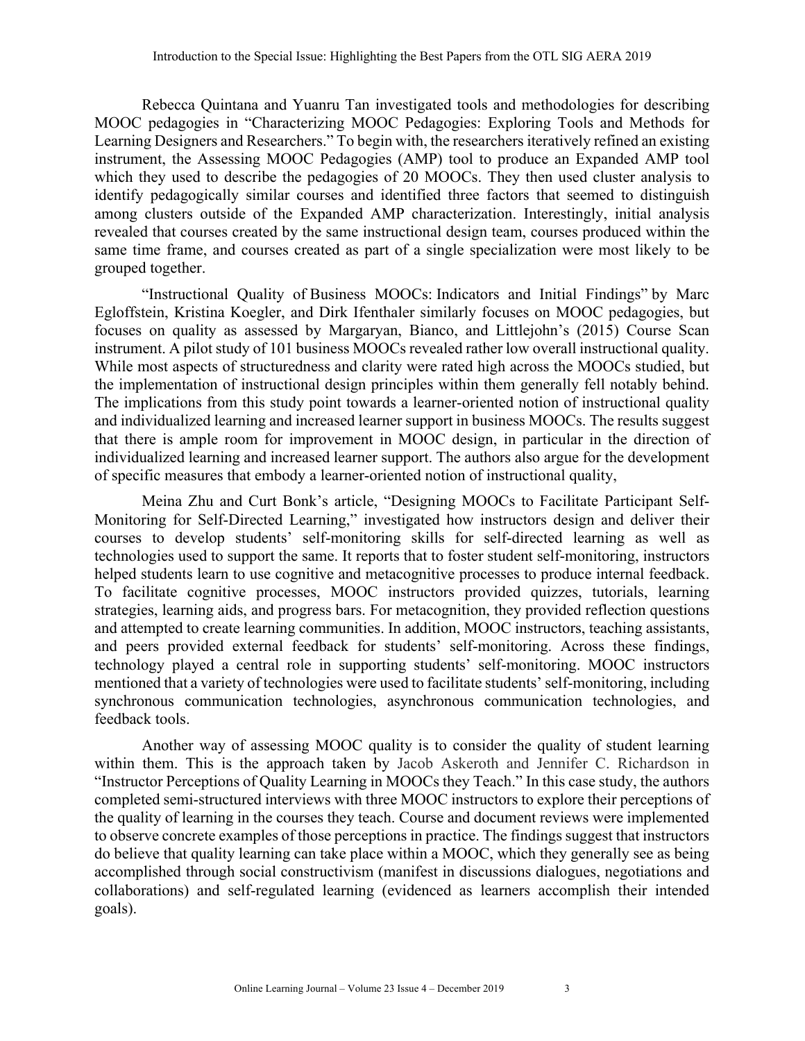Rebecca Quintana and Yuanru Tan investigated tools and methodologies for describing MOOC pedagogies in "Characterizing MOOC Pedagogies: Exploring Tools and Methods for Learning Designers and Researchers." To begin with, the researchers iteratively refined an existing instrument, the Assessing MOOC Pedagogies (AMP) tool to produce an Expanded AMP tool which they used to describe the pedagogies of 20 MOOCs. They then used cluster analysis to identify pedagogically similar courses and identified three factors that seemed to distinguish among clusters outside of the Expanded AMP characterization. Interestingly, initial analysis revealed that courses created by the same instructional design team, courses produced within the same time frame, and courses created as part of a single specialization were most likely to be grouped together.

"Instructional Quality of Business MOOCs: Indicators and Initial Findings" by Marc Egloffstein, Kristina Koegler, and Dirk Ifenthaler similarly focuses on MOOC pedagogies, but focuses on quality as assessed by Margaryan, Bianco, and Littlejohn's (2015) Course Scan instrument. A pilot study of 101 business MOOCs revealed rather low overall instructional quality. While most aspects of structuredness and clarity were rated high across the MOOCs studied, but the implementation of instructional design principles within them generally fell notably behind. The implications from this study point towards a learner-oriented notion of instructional quality and individualized learning and increased learner support in business MOOCs. The results suggest that there is ample room for improvement in MOOC design, in particular in the direction of individualized learning and increased learner support. The authors also argue for the development of specific measures that embody a learner-oriented notion of instructional quality,

Meina Zhu and Curt Bonk's article, "Designing MOOCs to Facilitate Participant Self-Monitoring for Self-Directed Learning," investigated how instructors design and deliver their courses to develop students' self-monitoring skills for self-directed learning as well as technologies used to support the same. It reports that to foster student self-monitoring, instructors helped students learn to use cognitive and metacognitive processes to produce internal feedback. To facilitate cognitive processes, MOOC instructors provided quizzes, tutorials, learning strategies, learning aids, and progress bars. For metacognition, they provided reflection questions and attempted to create learning communities. In addition, MOOC instructors, teaching assistants, and peers provided external feedback for students' self-monitoring. Across these findings, technology played a central role in supporting students' self-monitoring. MOOC instructors mentioned that a variety of technologies were used to facilitate students' self-monitoring, including synchronous communication technologies, asynchronous communication technologies, and feedback tools.

Another way of assessing MOOC quality is to consider the quality of student learning within them. This is the approach taken by Jacob Askeroth and Jennifer C. Richardson in "Instructor Perceptions of Quality Learning in MOOCs they Teach." In this case study, the authors completed semi-structured interviews with three MOOC instructors to explore their perceptions of the quality of learning in the courses they teach. Course and document reviews were implemented to observe concrete examples of those perceptions in practice. The findings suggest that instructors do believe that quality learning can take place within a MOOC, which they generally see as being accomplished through social constructivism (manifest in discussions dialogues, negotiations and collaborations) and self-regulated learning (evidenced as learners accomplish their intended goals).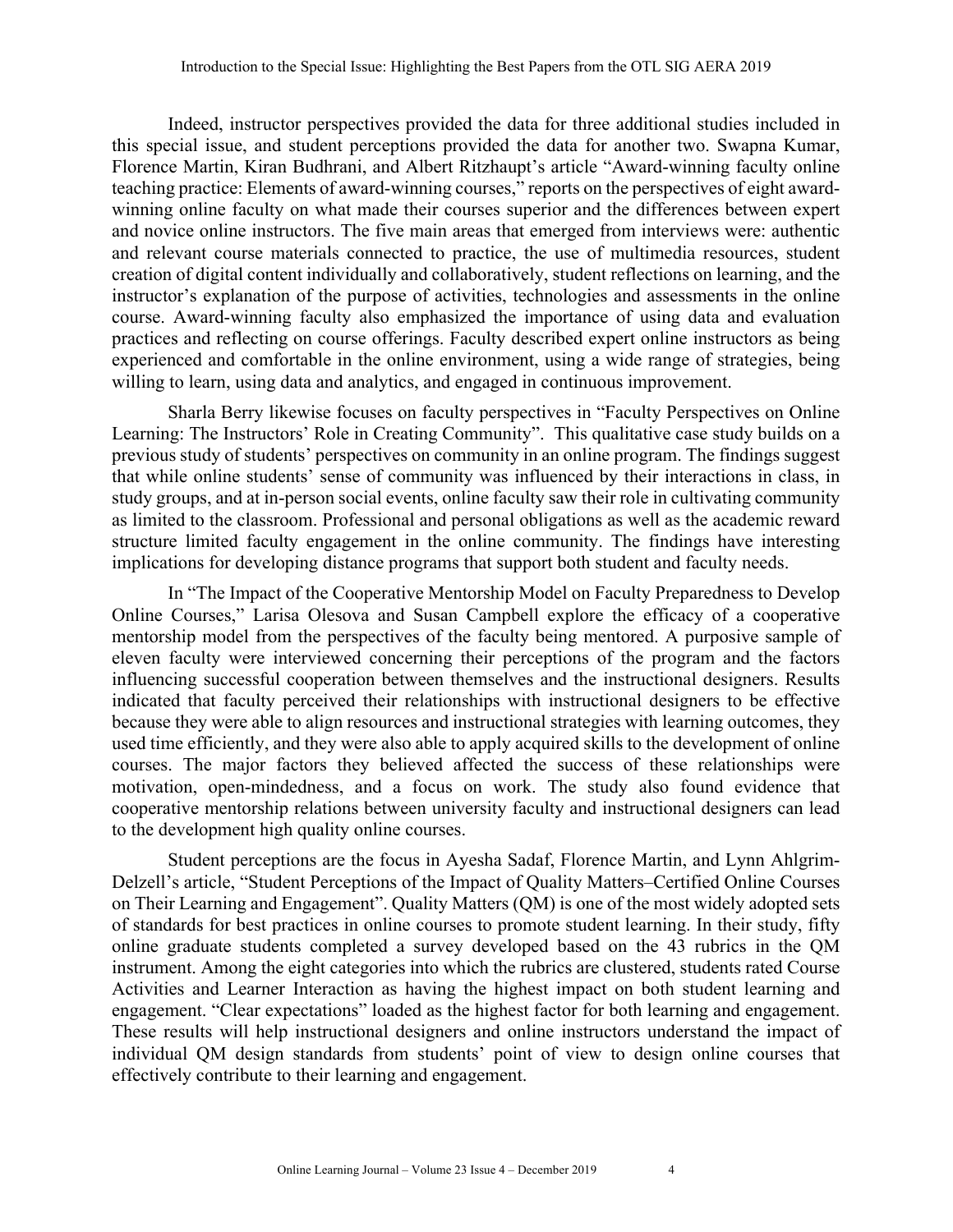Indeed, instructor perspectives provided the data for three additional studies included in this special issue, and student perceptions provided the data for another two. Swapna Kumar, Florence Martin, Kiran Budhrani, and Albert Ritzhaupt's article "Award-winning faculty online teaching practice: Elements of award-winning courses," reports on the perspectives of eight award-winning online faculty on what made their courses superior and the differences between expert and novice online instructors. The five main areas that emerged from interviews were: authentic and relevant course materials connected to practice, the use of multimedia resources, student creation of digital content individually and collaboratively, student reflections on learning, and the instructor's explanation of the purpose of activities, technologies and assessments in the online course. Award-winning faculty also emphasized the importance of using data and evaluation practices and reflecting on course offerings. Faculty described expert online instructors as being experienced and comfortable in the online environment, using a wide range of strategies, being willing to learn, using data and analytics, and engaged in continuous improvement.

Sharla Berry likewise focuses on faculty perspectives in "Faculty Perspectives on Online Learning: The Instructors' Role in Creating Community". This qualitative case study builds on a previous study of students' perspectives on community in an online program. The findings suggest that while online students' sense of community was influenced by their interactions in class, in study groups, and at in-person social events, online faculty saw their role in cultivating community as limited to the classroom. Professional and personal obligations as well as the academic reward structure limited faculty engagement in the online community. The findings have interesting implications for developing distance programs that support both student and faculty needs.

In "The Impact of the Cooperative Mentorship Model on Faculty Preparedness to Develop Online Courses," Larisa Olesova and Susan Campbell explore the efficacy of a cooperative mentorship model from the perspectives of the faculty being mentored. A purposive sample of eleven faculty were interviewed concerning their perceptions of the program and the factors influencing successful cooperation between themselves and the instructional designers. Results indicated that faculty perceived their relationships with instructional designers to be effective because they were able to align resources and instructional strategies with learning outcomes, they used time efficiently, and they were also able to apply acquired skills to the development of online courses. The major factors they believed affected the success of these relationships were motivation, open-mindedness, and a focus on work. The study also found evidence that cooperative mentorship relations between university faculty and instructional designers can lead to the development high quality online courses.

Student perceptions are the focus in Ayesha Sadaf, Florence Martin, and Lynn Ahlgrim-Delzell's article, "Student Perceptions of the Impact of Quality Matters–Certified Online Courses on Their Learning and Engagement". Quality Matters (QM) is one of the most widely adopted sets of standards for best practices in online courses to promote student learning. In their study, fifty online graduate students completed a survey developed based on the 43 rubrics in the QM instrument. Among the eight categories into which the rubrics are clustered, students rated Course Activities and Learner Interaction as having the highest impact on both student learning and engagement. "Clear expectations" loaded as the highest factor for both learning and engagement. These results will help instructional designers and online instructors understand the impact of individual QM design standards from students' point of view to design online courses that effectively contribute to their learning and engagement.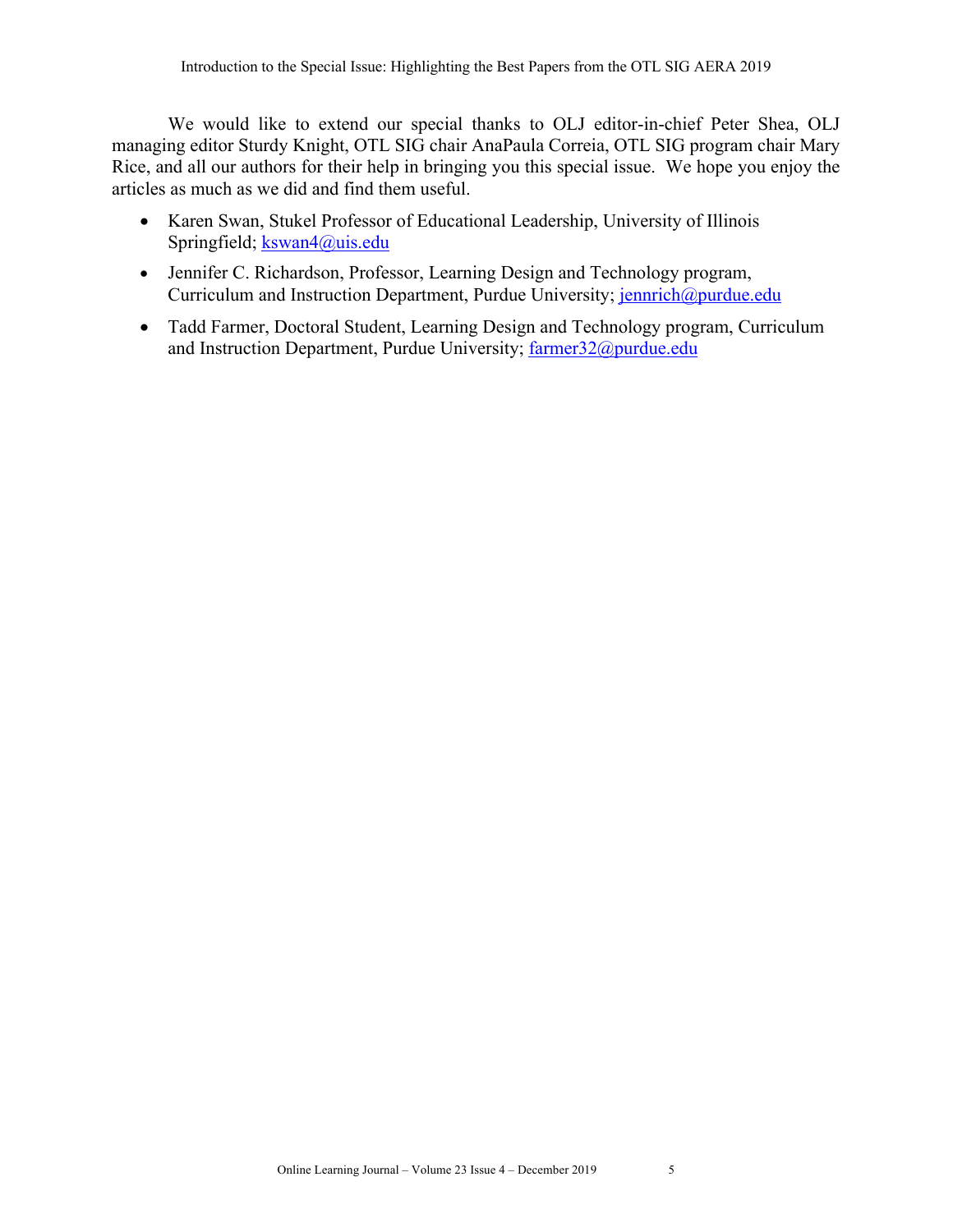We would like to extend our special thanks to OLJ editor-in-chief Peter Shea, OLJ managing editor Sturdy Knight, OTL SIG chair AnaPaula Correia, OTL SIG program chair Mary Rice, and all our authors for their help in bringing you this special issue. We hope you enjoy the articles as much as we did and find them useful.

- Karen Swan, Stukel Professor of Educational Leadership, University of Illinois Springfield; kswan4@uis.edu
- Jennifer C. Richardson, Professor, Learning Design and Technology program, Curriculum and Instruction Department, Purdue University; jennrich@purdue.edu
- Tadd Farmer, Doctoral Student, Learning Design and Technology program, Curriculum and Instruction Department, Purdue University; farmer32@purdue.edu